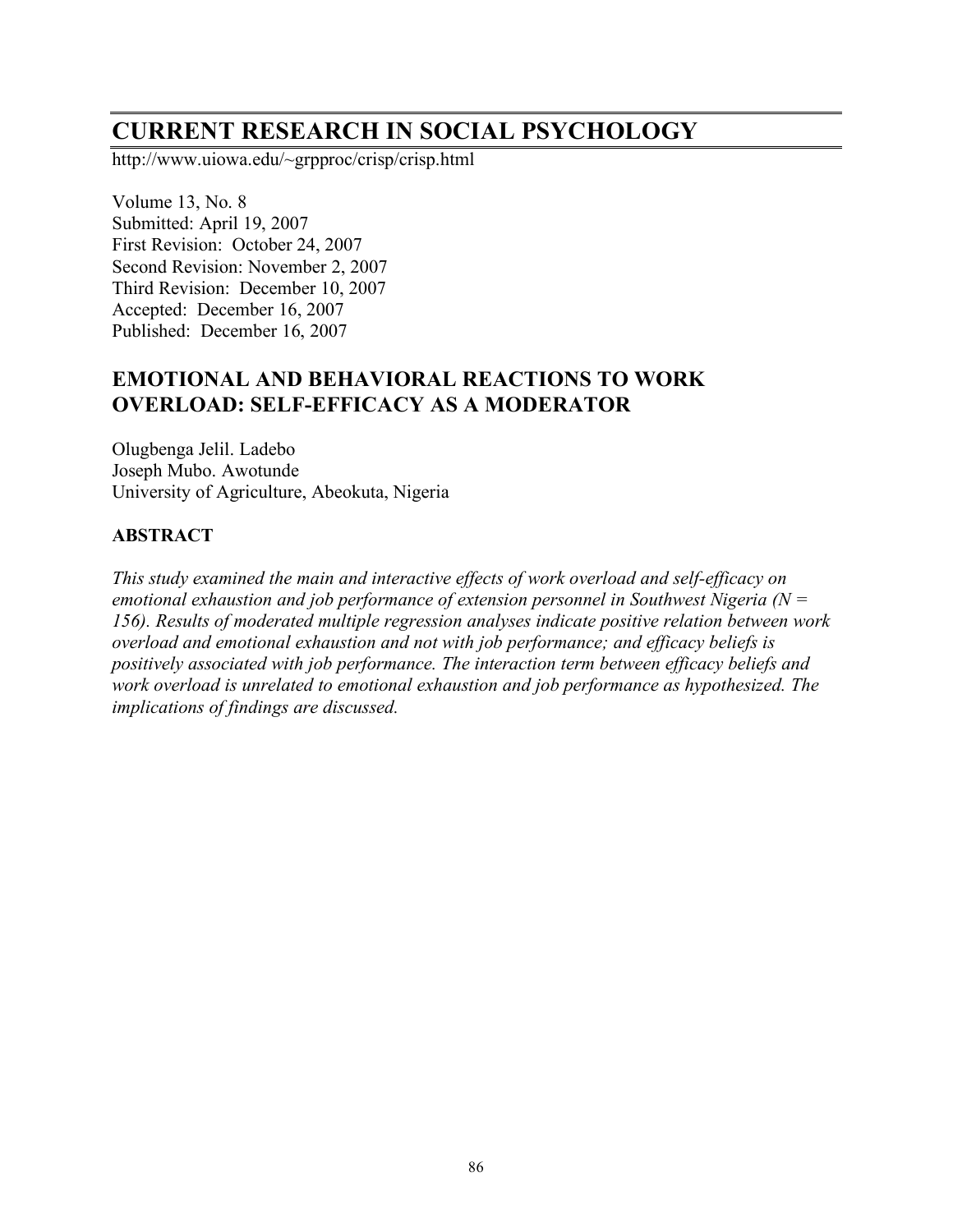# CURRENT RESEARCH IN SOCIAL PSYCHOLOGY

http://www.uiowa.edu/~grpproc/crisp/crisp.html

Volume 13, No. 8
Submitted: April 19, 2007
First Revision: October 24, 2007
Second Revision: November 2, 2007
Third Revision: December 10, 2007
Accepted: December 16, 2007
Published: December 16, 2007

## EMOTIONAL AND BEHAVIORAL REACTIONS TO WORK OVERLOAD: SELF-EFFICACY AS A MODERATOR

Olugbenga Jelil. Ladebo
Joseph Mubo. Awotunde
University of Agriculture, Abeokuta, Nigeria

### ABSTRACT

*This study examined the main and interactive effects of work overload and self-efficacy on emotional exhaustion and job performance of extension personnel in Southwest Nigeria (N = 156). Results of moderated multiple regression analyses indicate positive relation between work overload and emotional exhaustion and not with job performance; and efficacy beliefs is positively associated with job performance. The interaction term between efficacy beliefs and work overload is unrelated to emotional exhaustion and job performance as hypothesized. The implications of findings are discussed.*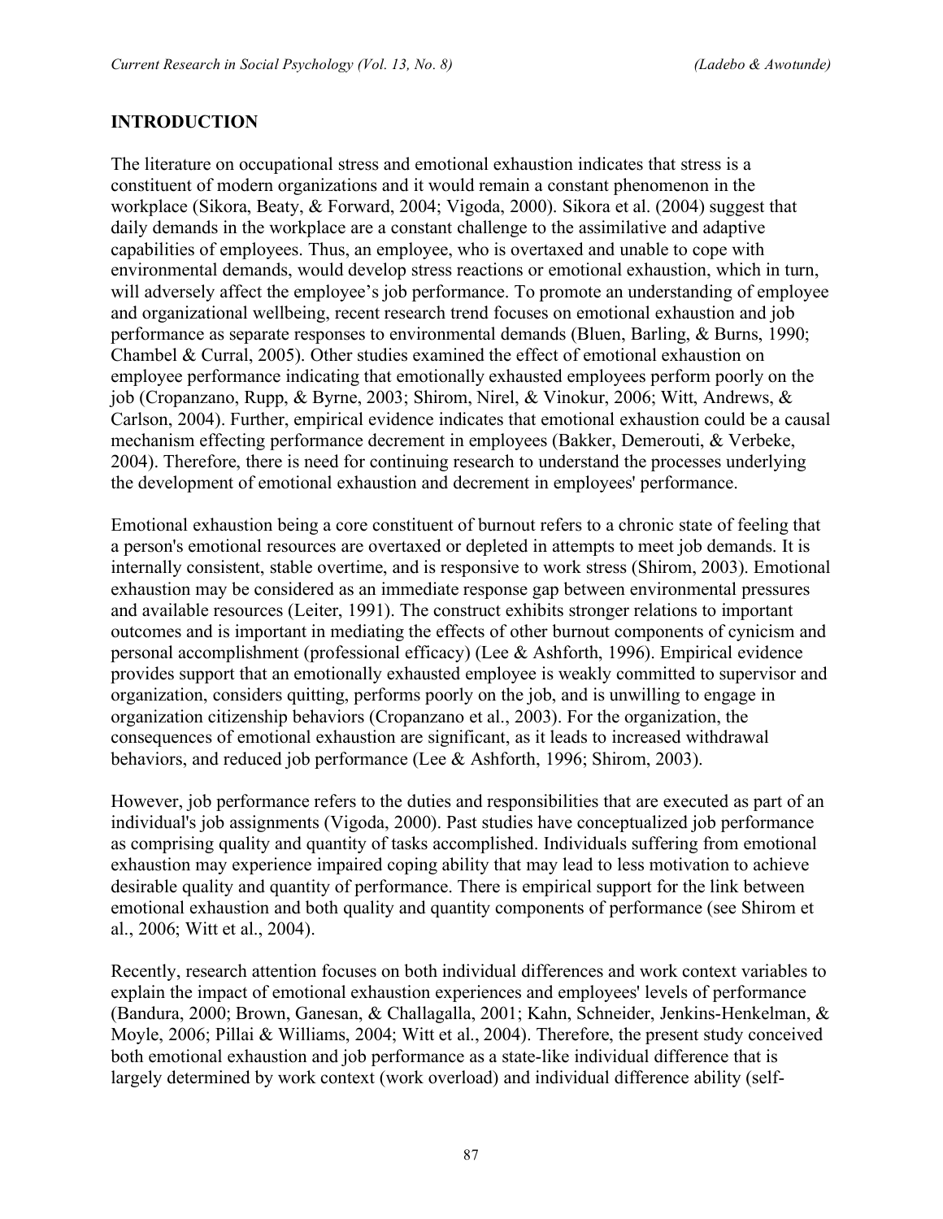## INTRODUCTION

The literature on occupational stress and emotional exhaustion indicates that stress is a constituent of modern organizations and it would remain a constant phenomenon in the workplace (Sikora, Beaty, & Forward, 2004; Vigoda, 2000). Sikora et al. (2004) suggest that daily demands in the workplace are a constant challenge to the assimilative and adaptive capabilities of employees. Thus, an employee, who is overtaxed and unable to cope with environmental demands, would develop stress reactions or emotional exhaustion, which in turn, will adversely affect the employee's job performance. To promote an understanding of employee and organizational wellbeing, recent research trend focuses on emotional exhaustion and job performance as separate responses to environmental demands (Bluen, Barling, & Burns, 1990; Chambel & Curral, 2005). Other studies examined the effect of emotional exhaustion on employee performance indicating that emotionally exhausted employees perform poorly on the job (Cropanzano, Rupp, & Byrne, 2003; Shirom, Nirel, & Vinokur, 2006; Witt, Andrews, & Carlson, 2004). Further, empirical evidence indicates that emotional exhaustion could be a causal mechanism effecting performance decrement in employees (Bakker, Demerouti, & Verbeke, 2004). Therefore, there is need for continuing research to understand the processes underlying the development of emotional exhaustion and decrement in employees' performance.

Emotional exhaustion being a core constituent of burnout refers to a chronic state of feeling that a person's emotional resources are overtaxed or depleted in attempts to meet job demands. It is internally consistent, stable overtime, and is responsive to work stress (Shirom, 2003). Emotional exhaustion may be considered as an immediate response gap between environmental pressures and available resources (Leiter, 1991). The construct exhibits stronger relations to important outcomes and is important in mediating the effects of other burnout components of cynicism and personal accomplishment (professional efficacy) (Lee & Ashforth, 1996). Empirical evidence provides support that an emotionally exhausted employee is weakly committed to supervisor and organization, considers quitting, performs poorly on the job, and is unwilling to engage in organization citizenship behaviors (Cropanzano et al., 2003). For the organization, the consequences of emotional exhaustion are significant, as it leads to increased withdrawal behaviors, and reduced job performance (Lee & Ashforth, 1996; Shirom, 2003).

However, job performance refers to the duties and responsibilities that are executed as part of an individual's job assignments (Vigoda, 2000). Past studies have conceptualized job performance as comprising quality and quantity of tasks accomplished. Individuals suffering from emotional exhaustion may experience impaired coping ability that may lead to less motivation to achieve desirable quality and quantity of performance. There is empirical support for the link between emotional exhaustion and both quality and quantity components of performance (see Shirom et al., 2006; Witt et al., 2004).

Recently, research attention focuses on both individual differences and work context variables to explain the impact of emotional exhaustion experiences and employees' levels of performance (Bandura, 2000; Brown, Ganesan, & Challagalla, 2001; Kahn, Schneider, Jenkins-Henkelman, & Moyle, 2006; Pillai & Williams, 2004; Witt et al., 2004). Therefore, the present study conceived both emotional exhaustion and job performance as a state-like individual difference that is largely determined by work context (work overload) and individual difference ability (self-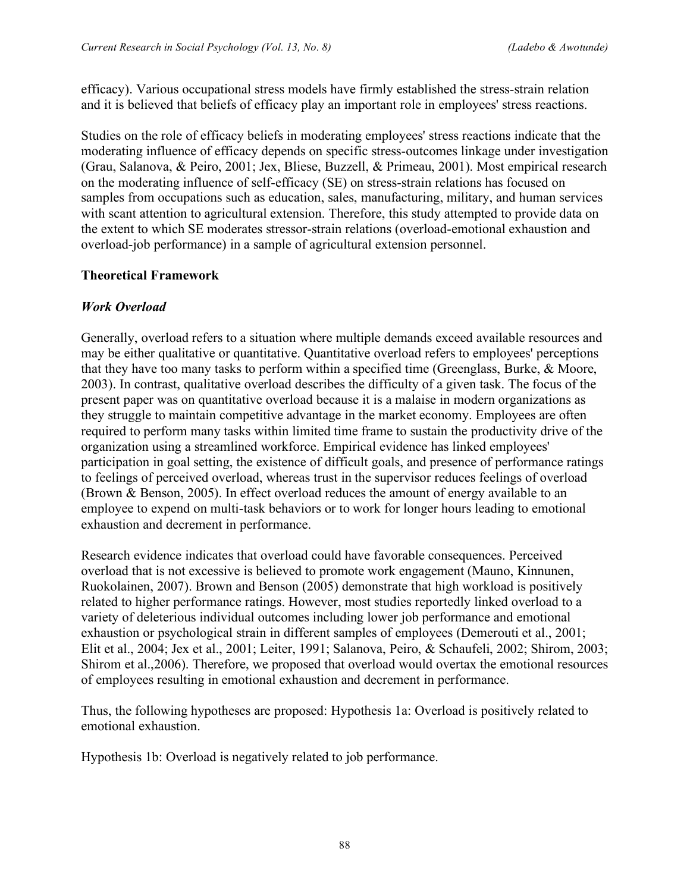efficacy). Various occupational stress models have firmly established the stress-strain relation and it is believed that beliefs of efficacy play an important role in employees' stress reactions.

Studies on the role of efficacy beliefs in moderating employees' stress reactions indicate that the moderating influence of efficacy depends on specific stress-outcomes linkage under investigation (Grau, Salanova, & Peiro, 2001; Jex, Bliese, Buzzell, & Primeau, 2001). Most empirical research on the moderating influence of self-efficacy (SE) on stress-strain relations has focused on samples from occupations such as education, sales, manufacturing, military, and human services with scant attention to agricultural extension. Therefore, this study attempted to provide data on the extent to which SE moderates stressor-strain relations (overload-emotional exhaustion and overload-job performance) in a sample of agricultural extension personnel.

## Theoretical Framework

### *Work Overload*

Generally, overload refers to a situation where multiple demands exceed available resources and may be either qualitative or quantitative. Quantitative overload refers to employees' perceptions that they have too many tasks to perform within a specified time (Greenglass, Burke, & Moore, 2003). In contrast, qualitative overload describes the difficulty of a given task. The focus of the present paper was on quantitative overload because it is a malaise in modern organizations as they struggle to maintain competitive advantage in the market economy. Employees are often required to perform many tasks within limited time frame to sustain the productivity drive of the organization using a streamlined workforce. Empirical evidence has linked employees' participation in goal setting, the existence of difficult goals, and presence of performance ratings to feelings of perceived overload, whereas trust in the supervisor reduces feelings of overload (Brown & Benson, 2005). In effect overload reduces the amount of energy available to an employee to expend on multi-task behaviors or to work for longer hours leading to emotional exhaustion and decrement in performance.

Research evidence indicates that overload could have favorable consequences. Perceived overload that is not excessive is believed to promote work engagement (Mauno, Kinnunen, Ruokolainen, 2007). Brown and Benson (2005) demonstrate that high workload is positively related to higher performance ratings. However, most studies reportedly linked overload to a variety of deleterious individual outcomes including lower job performance and emotional exhaustion or psychological strain in different samples of employees (Demerouti et al., 2001; Elit et al., 2004; Jex et al., 2001; Leiter, 1991; Salanova, Peiro, & Schaufeli, 2002; Shirom, 2003; Shirom et al.,2006). Therefore, we proposed that overload would overtax the emotional resources of employees resulting in emotional exhaustion and decrement in performance.

Thus, the following hypotheses are proposed: Hypothesis 1a: Overload is positively related to emotional exhaustion.

Hypothesis 1b: Overload is negatively related to job performance.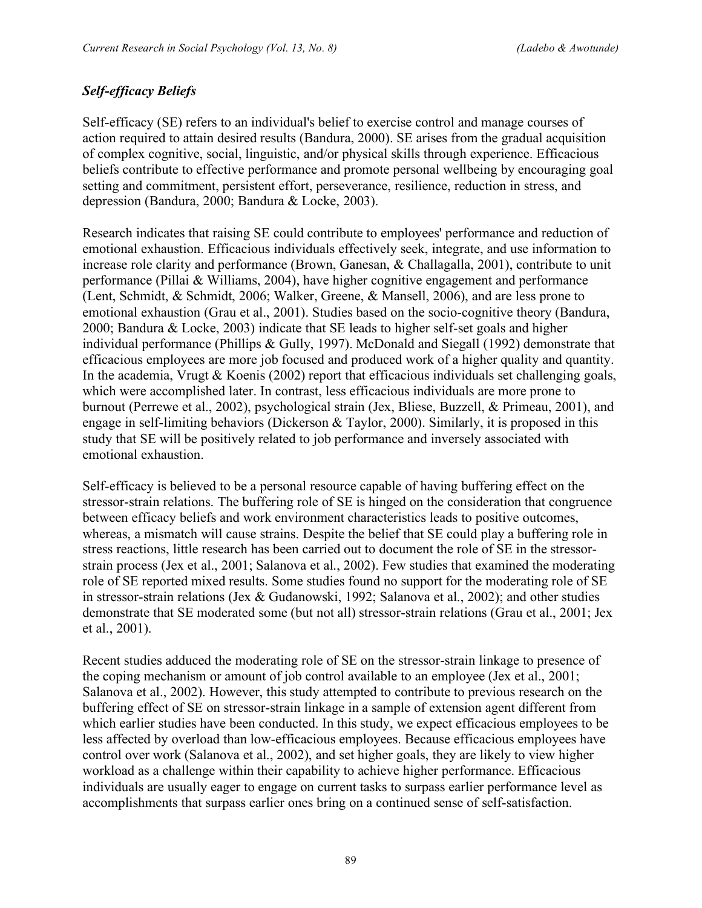### *Self-efficacy Beliefs*

Self-efficacy (SE) refers to an individual's belief to exercise control and manage courses of action required to attain desired results (Bandura, 2000). SE arises from the gradual acquisition of complex cognitive, social, linguistic, and/or physical skills through experience. Efficacious beliefs contribute to effective performance and promote personal wellbeing by encouraging goal setting and commitment, persistent effort, perseverance, resilience, reduction in stress, and depression (Bandura, 2000; Bandura & Locke, 2003).

Research indicates that raising SE could contribute to employees' performance and reduction of emotional exhaustion. Efficacious individuals effectively seek, integrate, and use information to increase role clarity and performance (Brown, Ganesan, & Challagalla, 2001), contribute to unit performance (Pillai & Williams, 2004), have higher cognitive engagement and performance (Lent, Schmidt, & Schmidt, 2006; Walker, Greene, & Mansell, 2006), and are less prone to emotional exhaustion (Grau et al., 2001). Studies based on the socio-cognitive theory (Bandura, 2000; Bandura & Locke, 2003) indicate that SE leads to higher self-set goals and higher individual performance (Phillips & Gully, 1997). McDonald and Siegall (1992) demonstrate that efficacious employees are more job focused and produced work of a higher quality and quantity. In the academia, Vrugt & Koenis (2002) report that efficacious individuals set challenging goals, which were accomplished later. In contrast, less efficacious individuals are more prone to burnout (Perrewe et al., 2002), psychological strain (Jex, Bliese, Buzzell, & Primeau, 2001), and engage in self-limiting behaviors (Dickerson & Taylor, 2000). Similarly, it is proposed in this study that SE will be positively related to job performance and inversely associated with emotional exhaustion.

Self-efficacy is believed to be a personal resource capable of having buffering effect on the stressor-strain relations. The buffering role of SE is hinged on the consideration that congruence between efficacy beliefs and work environment characteristics leads to positive outcomes, whereas, a mismatch will cause strains. Despite the belief that SE could play a buffering role in stress reactions, little research has been carried out to document the role of SE in the stressor-strain process (Jex et al., 2001; Salanova et al., 2002). Few studies that examined the moderating role of SE reported mixed results. Some studies found no support for the moderating role of SE in stressor-strain relations (Jex & Gudanowski, 1992; Salanova et al., 2002); and other studies demonstrate that SE moderated some (but not all) stressor-strain relations (Grau et al., 2001; Jex et al., 2001).

Recent studies adduced the moderating role of SE on the stressor-strain linkage to presence of the coping mechanism or amount of job control available to an employee (Jex et al., 2001; Salanova et al., 2002). However, this study attempted to contribute to previous research on the buffering effect of SE on stressor-strain linkage in a sample of extension agent different from which earlier studies have been conducted. In this study, we expect efficacious employees to be less affected by overload than low-efficacious employees. Because efficacious employees have control over work (Salanova et al., 2002), and set higher goals, they are likely to view higher workload as a challenge within their capability to achieve higher performance. Efficacious individuals are usually eager to engage on current tasks to surpass earlier performance level as accomplishments that surpass earlier ones bring on a continued sense of self-satisfaction.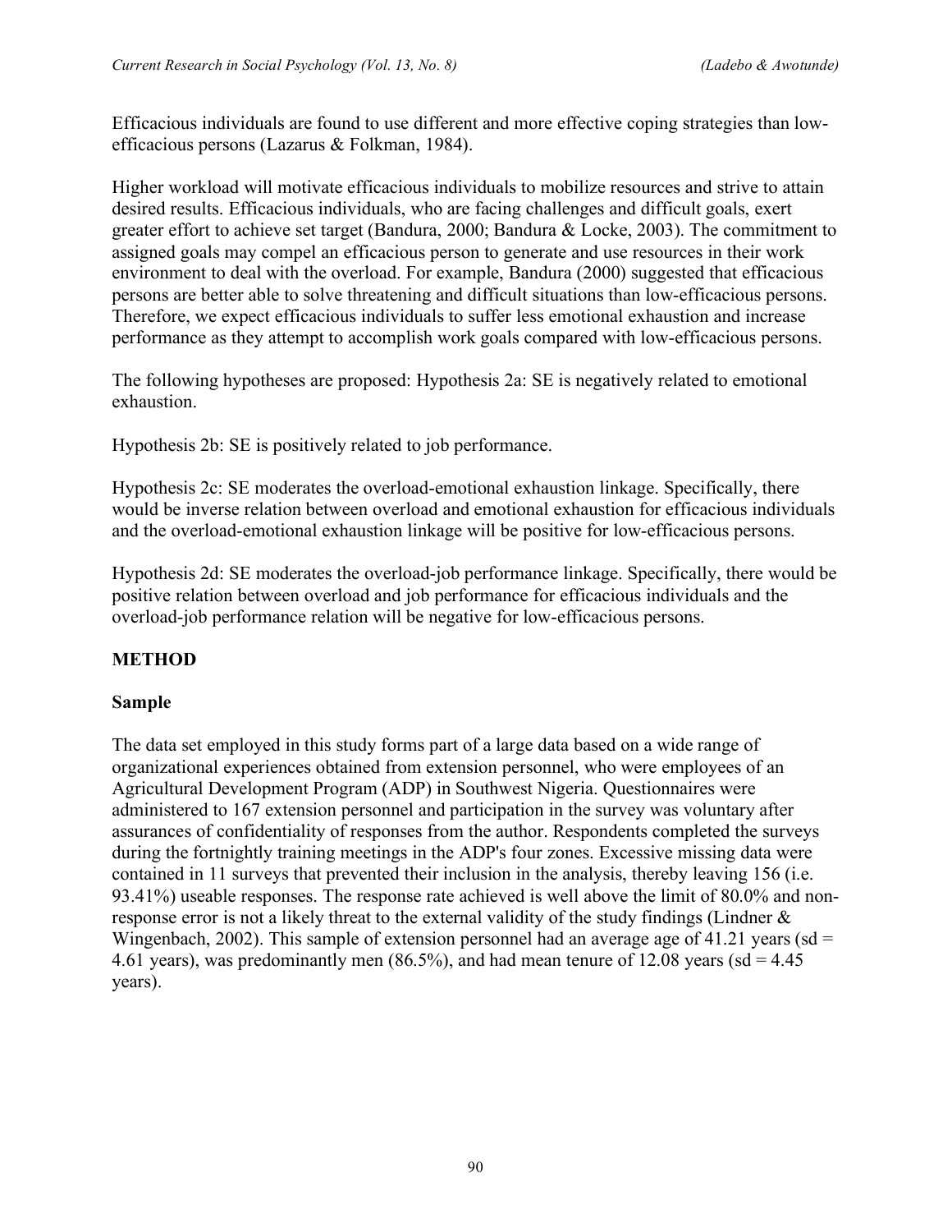Efficacious individuals are found to use different and more effective coping strategies than low-efficacious persons (Lazarus & Folkman, 1984).

Higher workload will motivate efficacious individuals to mobilize resources and strive to attain desired results. Efficacious individuals, who are facing challenges and difficult goals, exert greater effort to achieve set target (Bandura, 2000; Bandura & Locke, 2003). The commitment to assigned goals may compel an efficacious person to generate and use resources in their work environment to deal with the overload. For example, Bandura (2000) suggested that efficacious persons are better able to solve threatening and difficult situations than low-efficacious persons. Therefore, we expect efficacious individuals to suffer less emotional exhaustion and increase performance as they attempt to accomplish work goals compared with low-efficacious persons.

The following hypotheses are proposed: Hypothesis 2a: SE is negatively related to emotional exhaustion.

Hypothesis 2b: SE is positively related to job performance.

Hypothesis 2c: SE moderates the overload-emotional exhaustion linkage. Specifically, there would be inverse relation between overload and emotional exhaustion for efficacious individuals and the overload-emotional exhaustion linkage will be positive for low-efficacious persons.

Hypothesis 2d: SE moderates the overload-job performance linkage. Specifically, there would be positive relation between overload and job performance for efficacious individuals and the overload-job performance relation will be negative for low-efficacious persons.

## METHOD

### Sample

The data set employed in this study forms part of a large data based on a wide range of organizational experiences obtained from extension personnel, who were employees of an Agricultural Development Program (ADP) in Southwest Nigeria. Questionnaires were administered to 167 extension personnel and participation in the survey was voluntary after assurances of confidentiality of responses from the author. Respondents completed the surveys during the fortnightly training meetings in the ADP's four zones. Excessive missing data were contained in 11 surveys that prevented their inclusion in the analysis, thereby leaving 156 (i.e. 93.41%) useable responses. The response rate achieved is well above the limit of 80.0% and non-response error is not a likely threat to the external validity of the study findings (Lindner & Wingenbach, 2002). This sample of extension personnel had an average age of 41.21 years (sd = 4.61 years), was predominantly men (86.5%), and had mean tenure of 12.08 years (sd = 4.45 years).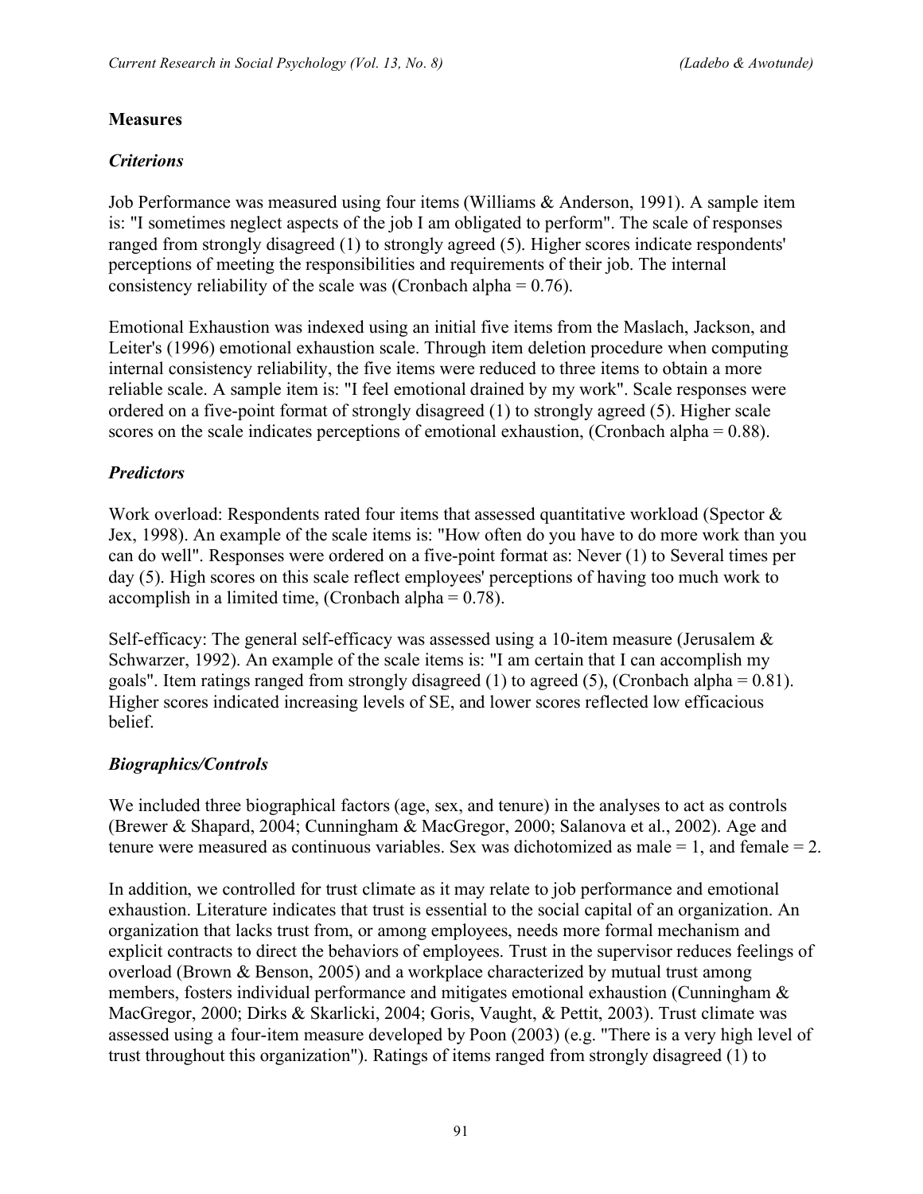### Measures

#### *Criterions*

Job Performance was measured using four items (Williams & Anderson, 1991). A sample item is: "I sometimes neglect aspects of the job I am obligated to perform". The scale of responses ranged from strongly disagreed (1) to strongly agreed (5). Higher scores indicate respondents' perceptions of meeting the responsibilities and requirements of their job. The internal consistency reliability of the scale was (Cronbach alpha = 0.76).

Emotional Exhaustion was indexed using an initial five items from the Maslach, Jackson, and Leiter's (1996) emotional exhaustion scale. Through item deletion procedure when computing internal consistency reliability, the five items were reduced to three items to obtain a more reliable scale. A sample item is: "I feel emotional drained by my work". Scale responses were ordered on a five-point format of strongly disagreed (1) to strongly agreed (5). Higher scale scores on the scale indicates perceptions of emotional exhaustion, (Cronbach alpha = 0.88).

#### *Predictors*

Work overload: Respondents rated four items that assessed quantitative workload (Spector & Jex, 1998). An example of the scale items is: "How often do you have to do more work than you can do well". Responses were ordered on a five-point format as: Never (1) to Several times per day (5). High scores on this scale reflect employees' perceptions of having too much work to accomplish in a limited time, (Cronbach alpha = 0.78).

Self-efficacy: The general self-efficacy was assessed using a 10-item measure (Jerusalem & Schwarzer, 1992). An example of the scale items is: "I am certain that I can accomplish my goals". Item ratings ranged from strongly disagreed (1) to agreed (5), (Cronbach alpha = 0.81). Higher scores indicated increasing levels of SE, and lower scores reflected low efficacious belief.

#### *Biographics/Controls*

We included three biographical factors (age, sex, and tenure) in the analyses to act as controls (Brewer & Shapard, 2004; Cunningham & MacGregor, 2000; Salanova et al., 2002). Age and tenure were measured as continuous variables. Sex was dichotomized as male = 1, and female = 2.

In addition, we controlled for trust climate as it may relate to job performance and emotional exhaustion. Literature indicates that trust is essential to the social capital of an organization. An organization that lacks trust from, or among employees, needs more formal mechanism and explicit contracts to direct the behaviors of employees. Trust in the supervisor reduces feelings of overload (Brown & Benson, 2005) and a workplace characterized by mutual trust among members, fosters individual performance and mitigates emotional exhaustion (Cunningham & MacGregor, 2000; Dirks & Skarlicki, 2004; Goris, Vaught, & Pettit, 2003). Trust climate was assessed using a four-item measure developed by Poon (2003) (e.g. "There is a very high level of trust throughout this organization"). Ratings of items ranged from strongly disagreed (1) to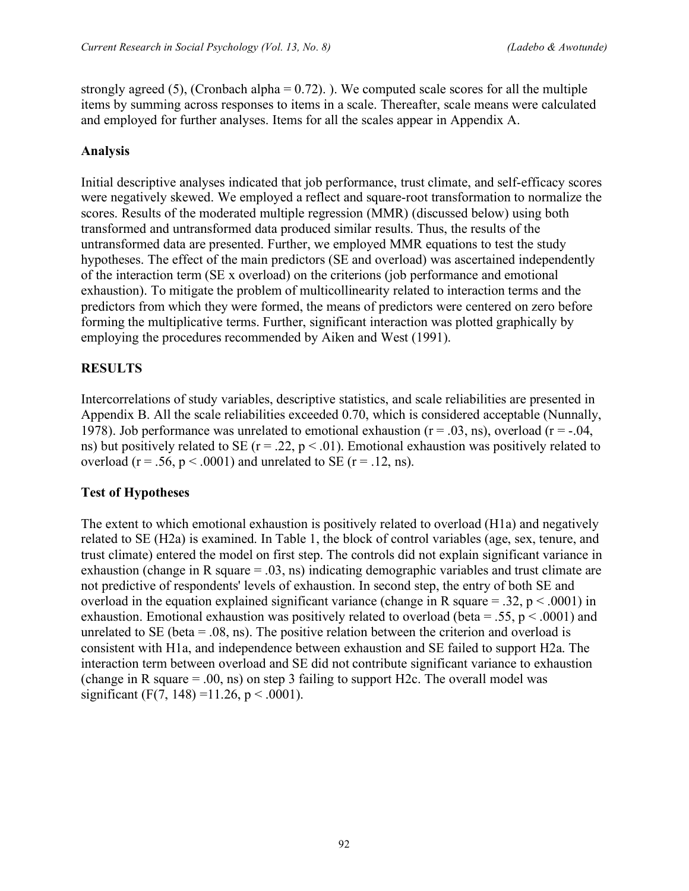strongly agreed (5), (Cronbach alpha = 0.72). ). We computed scale scores for all the multiple items by summing across responses to items in a scale. Thereafter, scale means were calculated and employed for further analyses. Items for all the scales appear in Appendix A.

### Analysis

Initial descriptive analyses indicated that job performance, trust climate, and self-efficacy scores were negatively skewed. We employed a reflect and square-root transformation to normalize the scores. Results of the moderated multiple regression (MMR) (discussed below) using both transformed and untransformed data produced similar results. Thus, the results of the untransformed data are presented. Further, we employed MMR equations to test the study hypotheses. The effect of the main predictors (SE and overload) was ascertained independently of the interaction term (SE x overload) on the criterions (job performance and emotional exhaustion). To mitigate the problem of multicollinearity related to interaction terms and the predictors from which they were formed, the means of predictors were centered on zero before forming the multiplicative terms. Further, significant interaction was plotted graphically by employing the procedures recommended by Aiken and West (1991).

## RESULTS

Intercorrelations of study variables, descriptive statistics, and scale reliabilities are presented in Appendix B. All the scale reliabilities exceeded 0.70, which is considered acceptable (Nunnally, 1978). Job performance was unrelated to emotional exhaustion ($r = .03$, ns), overload ($r = -.04$, ns) but positively related to SE ($r = .22$, $p < .01$). Emotional exhaustion was positively related to overload ($r = .56$, $p < .0001$) and unrelated to SE ($r = .12$, ns).

### Test of Hypotheses

The extent to which emotional exhaustion is positively related to overload (H1a) and negatively related to SE (H2a) is examined. In Table 1, the block of control variables (age, sex, tenure, and trust climate) entered the model on first step. The controls did not explain significant variance in exhaustion (change in R square = .03, ns) indicating demographic variables and trust climate are not predictive of respondents' levels of exhaustion. In second step, the entry of both SE and overload in the equation explained significant variance (change in R square = .32, $p < .0001$) in exhaustion. Emotional exhaustion was positively related to overload (beta = .55, $p < .0001$) and unrelated to SE (beta = .08, ns). The positive relation between the criterion and overload is consistent with H1a, and independence between exhaustion and SE failed to support H2a. The interaction term between overload and SE did not contribute significant variance to exhaustion (change in R square = .00, ns) on step 3 failing to support H2c. The overall model was significant ($F(7, 148) = 11.26$, $p < .0001$).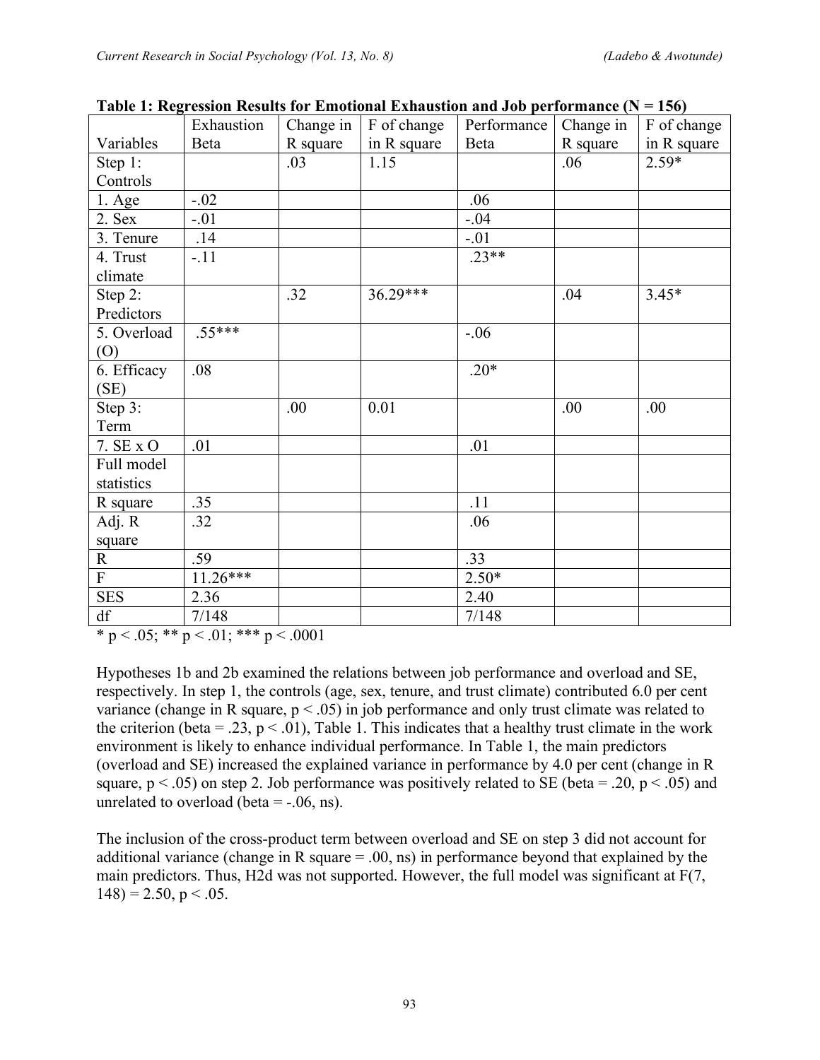**Table 1: Regression Results for Emotional Exhaustion and Job performance (N = 156)**

| Variables | Exhaustion Beta | Change in R square | F of change in R square | Performance Beta | Change in R square | F of change in R square |
|---|---|---|---|---|---|---|
| Step 1: Controls | | .03 | 1.15 | | .06 | 2.59* |
| 1. Age | -.02 | | | .06 | | |
| 2. Sex | -.01 | | | -.04 | | |
| 3. Tenure | .14 | | | -.01 | | |
| 4. Trust climate | -.11 | | | .23** | | |
| Step 2: Predictors | | .32 | 36.29*** | | .04 | 3.45* |
| 5. Overload (O) | .55*** | | | -.06 | | |
| 6. Efficacy (SE) | .08 | | | .20* | | |
| Step 3: Term | | .00 | 0.01 | | .00 | .00 |
| 7. SE x O | .01 | | | .01 | | |
| Full model statistics | | | | | | |
| R square | .35 | | | .11 | | |
| Adj. R square | .32 | | | .06 | | |
| R | .59 | | | .33 | | |
| F | 11.26*** | | | 2.50* | | |
| SES | 2.36 | | | 2.40 | | |
| df | 7/148 | | | 7/148 | | |

* $p < .05$; ** $p < .01$; *** $p < .0001$

Hypotheses 1b and 2b examined the relations between job performance and overload and SE, respectively. In step 1, the controls (age, sex, tenure, and trust climate) contributed 6.0 per cent variance (change in R square, $p < .05$) in job performance and only trust climate was related to the criterion (beta = .23, $p < .01$), Table 1. This indicates that a healthy trust climate in the work environment is likely to enhance individual performance. In Table 1, the main predictors (overload and SE) increased the explained variance in performance by 4.0 per cent (change in R square, $p < .05$) on step 2. Job performance was positively related to SE (beta = .20, $p < .05$) and unrelated to overload (beta = -.06, ns).

The inclusion of the cross-product term between overload and SE on step 3 did not account for additional variance (change in R square = .00, ns) in performance beyond that explained by the main predictors. Thus, H2d was not supported. However, the full model was significant at $F(7, 148) = 2.50$, $p < .05$.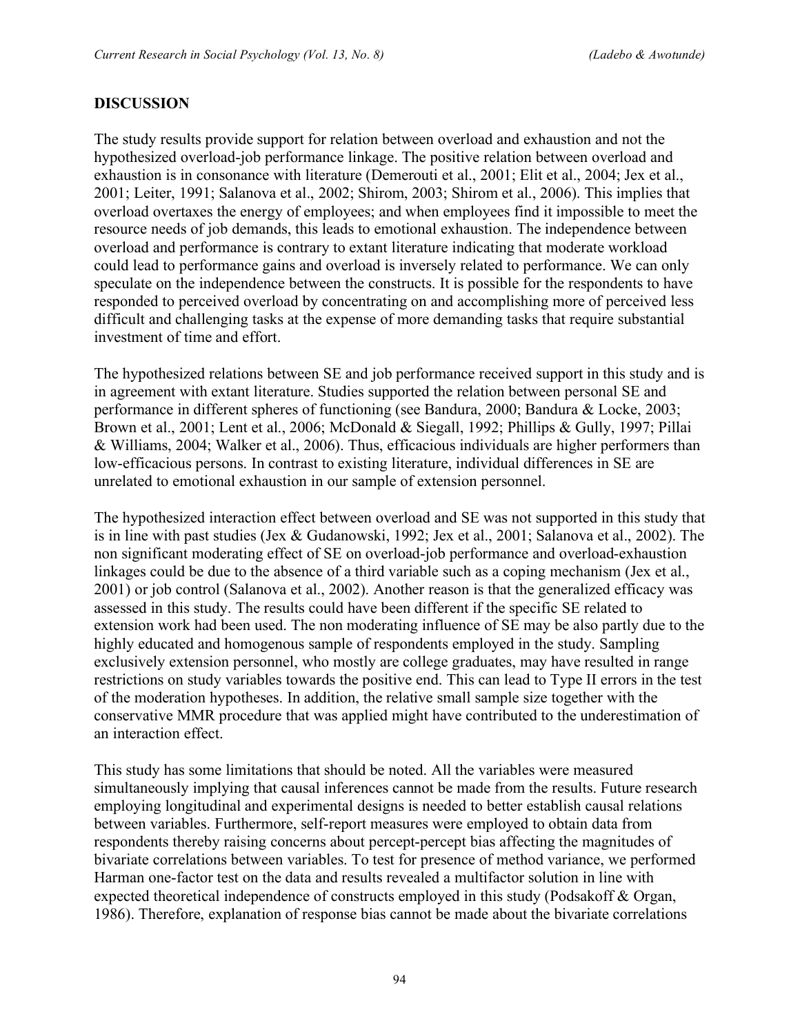## DISCUSSION

The study results provide support for relation between overload and exhaustion and not the hypothesized overload-job performance linkage. The positive relation between overload and exhaustion is in consonance with literature (Demerouti et al., 2001; Elit et al., 2004; Jex et al., 2001; Leiter, 1991; Salanova et al., 2002; Shirom, 2003; Shirom et al., 2006). This implies that overload overtaxes the energy of employees; and when employees find it impossible to meet the resource needs of job demands, this leads to emotional exhaustion. The independence between overload and performance is contrary to extant literature indicating that moderate workload could lead to performance gains and overload is inversely related to performance. We can only speculate on the independence between the constructs. It is possible for the respondents to have responded to perceived overload by concentrating on and accomplishing more of perceived less difficult and challenging tasks at the expense of more demanding tasks that require substantial investment of time and effort.

The hypothesized relations between SE and job performance received support in this study and is in agreement with extant literature. Studies supported the relation between personal SE and performance in different spheres of functioning (see Bandura, 2000; Bandura & Locke, 2003; Brown et al., 2001; Lent et al., 2006; McDonald & Siegall, 1992; Phillips & Gully, 1997; Pillai & Williams, 2004; Walker et al., 2006). Thus, efficacious individuals are higher performers than low-efficacious persons. In contrast to existing literature, individual differences in SE are unrelated to emotional exhaustion in our sample of extension personnel.

The hypothesized interaction effect between overload and SE was not supported in this study that is in line with past studies (Jex & Gudanowski, 1992; Jex et al., 2001; Salanova et al., 2002). The non significant moderating effect of SE on overload-job performance and overload-exhaustion linkages could be due to the absence of a third variable such as a coping mechanism (Jex et al., 2001) or job control (Salanova et al., 2002). Another reason is that the generalized efficacy was assessed in this study. The results could have been different if the specific SE related to extension work had been used. The non moderating influence of SE may be also partly due to the highly educated and homogenous sample of respondents employed in the study. Sampling exclusively extension personnel, who mostly are college graduates, may have resulted in range restrictions on study variables towards the positive end. This can lead to Type II errors in the test of the moderation hypotheses. In addition, the relative small sample size together with the conservative MMR procedure that was applied might have contributed to the underestimation of an interaction effect.

This study has some limitations that should be noted. All the variables were measured simultaneously implying that causal inferences cannot be made from the results. Future research employing longitudinal and experimental designs is needed to better establish causal relations between variables. Furthermore, self-report measures were employed to obtain data from respondents thereby raising concerns about percept-percept bias affecting the magnitudes of bivariate correlations between variables. To test for presence of method variance, we performed Harman one-factor test on the data and results revealed a multifactor solution in line with expected theoretical independence of constructs employed in this study (Podsakoff & Organ, 1986). Therefore, explanation of response bias cannot be made about the bivariate correlations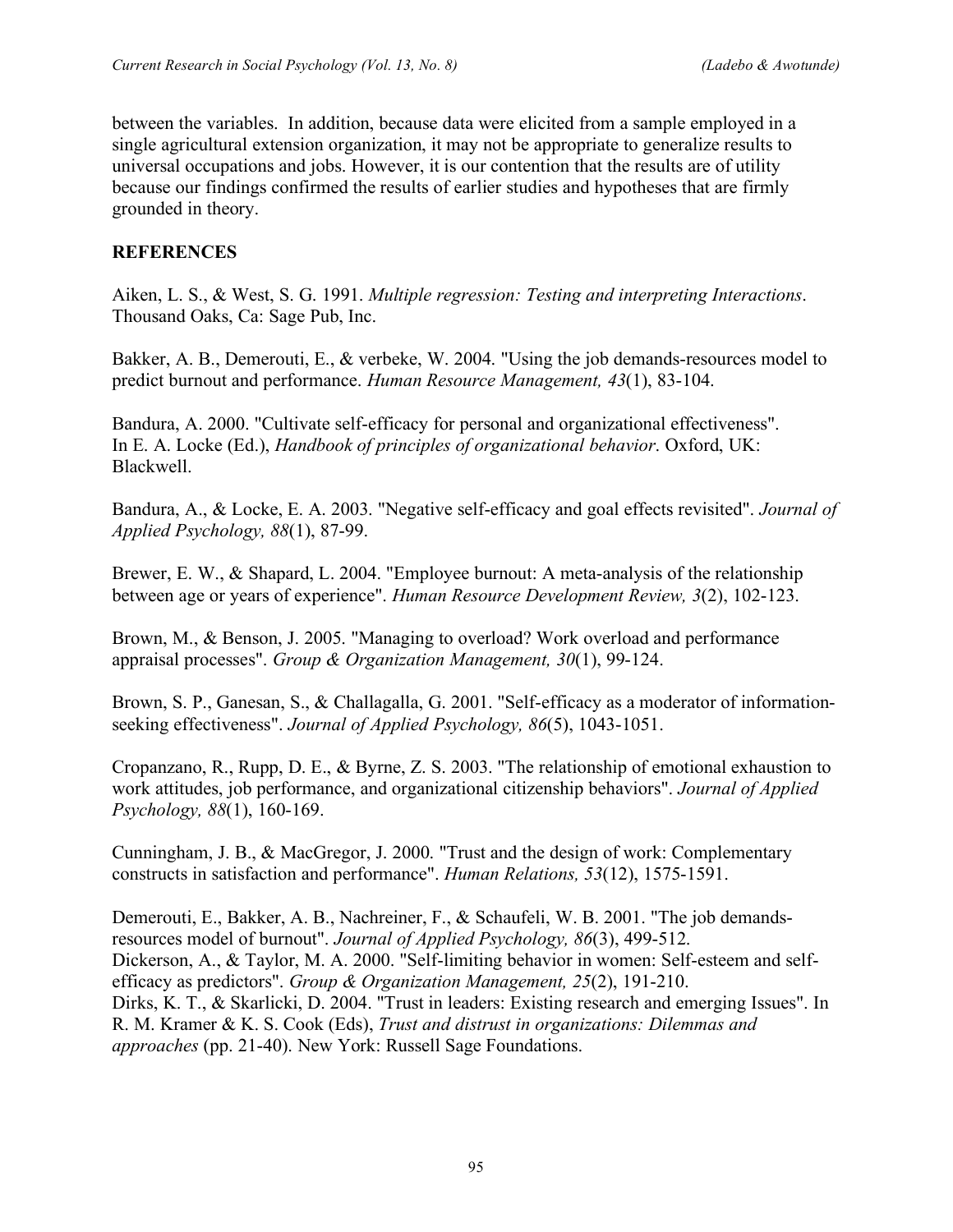between the variables. In addition, because data were elicited from a sample employed in a single agricultural extension organization, it may not be appropriate to generalize results to universal occupations and jobs. However, it is our contention that the results are of utility because our findings confirmed the results of earlier studies and hypotheses that are firmly grounded in theory.

## REFERENCES

Aiken, L. S., & West, S. G. 1991. *Multiple regression: Testing and interpreting Interactions*. Thousand Oaks, Ca: Sage Pub, Inc.

Bakker, A. B., Demerouti, E., & verbeke, W. 2004. "Using the job demands-resources model to predict burnout and performance. *Human Resource Management, 43*(1), 83-104.

Bandura, A. 2000. "Cultivate self-efficacy for personal and organizational effectiveness". In E. A. Locke (Ed.), *Handbook of principles of organizational behavior*. Oxford, UK: Blackwell.

Bandura, A., & Locke, E. A. 2003. "Negative self-efficacy and goal effects revisited". *Journal of Applied Psychology, 88*(1), 87-99.

Brewer, E. W., & Shapard, L. 2004. "Employee burnout: A meta-analysis of the relationship between age or years of experience". *Human Resource Development Review, 3*(2), 102-123.

Brown, M., & Benson, J. 2005. "Managing to overload? Work overload and performance appraisal processes". *Group & Organization Management, 30*(1), 99-124.

Brown, S. P., Ganesan, S., & Challagalla, G. 2001. "Self-efficacy as a moderator of information-seeking effectiveness". *Journal of Applied Psychology, 86*(5), 1043-1051.

Cropanzano, R., Rupp, D. E., & Byrne, Z. S. 2003. "The relationship of emotional exhaustion to work attitudes, job performance, and organizational citizenship behaviors". *Journal of Applied Psychology, 88*(1), 160-169.

Cunningham, J. B., & MacGregor, J. 2000. "Trust and the design of work: Complementary constructs in satisfaction and performance". *Human Relations, 53*(12), 1575-1591.

Demerouti, E., Bakker, A. B., Nachreiner, F., & Schaufeli, W. B. 2001. "The job demands-resources model of burnout". *Journal of Applied Psychology, 86*(3), 499-512.

Dickerson, A., & Taylor, M. A. 2000. "Self-limiting behavior in women: Self-esteem and self-efficacy as predictors". *Group & Organization Management, 25*(2), 191-210.

Dirks, K. T., & Skarlicki, D. 2004. "Trust in leaders: Existing research and emerging Issues". In R. M. Kramer & K. S. Cook (Eds), *Trust and distrust in organizations: Dilemmas and approaches* (pp. 21-40). New York: Russell Sage Foundations.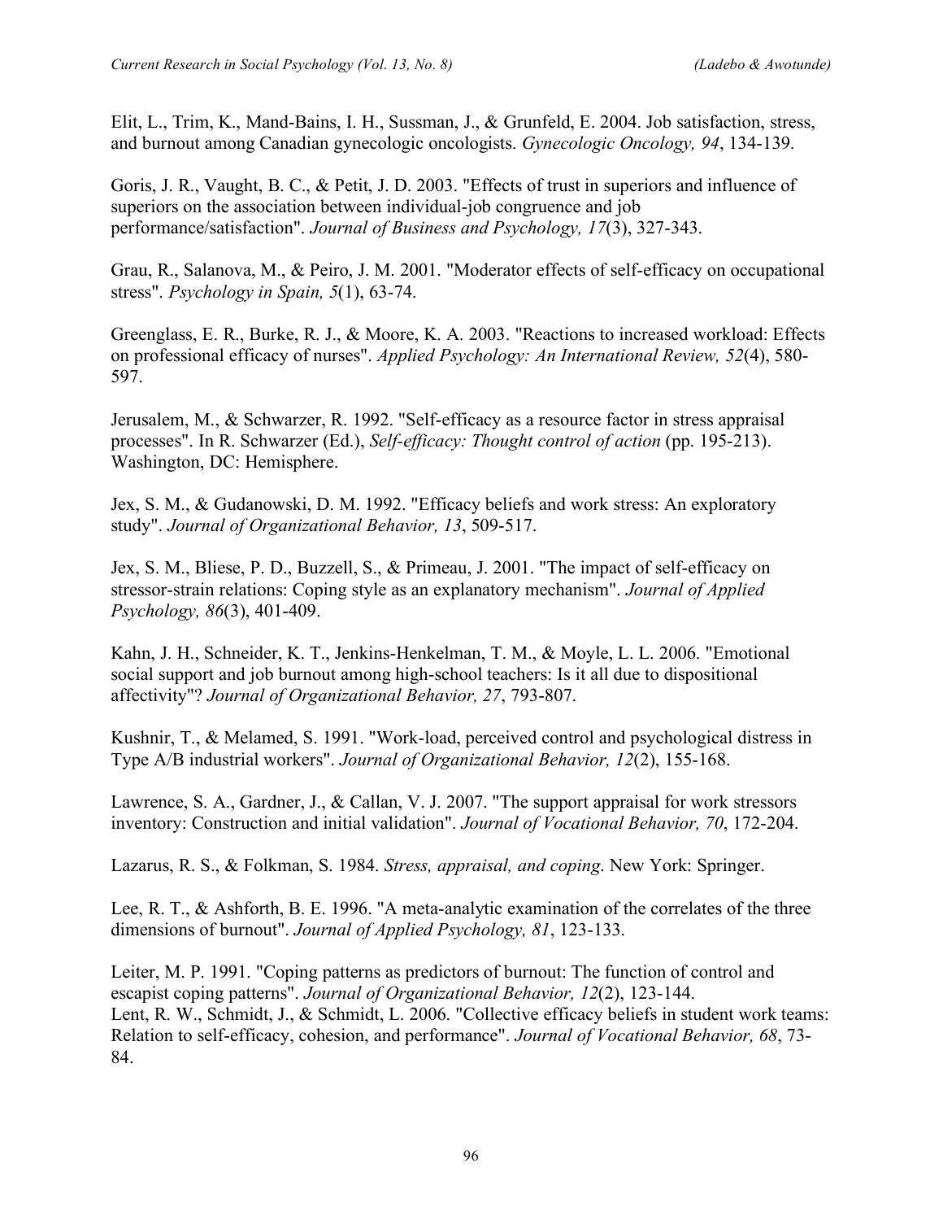Elit, L., Trim, K., Mand-Bains, I. H., Sussman, J., & Grunfeld, E. 2004. Job satisfaction, stress, and burnout among Canadian gynecologic oncologists. *Gynecologic Oncology, 94*, 134-139.

Goris, J. R., Vaught, B. C., & Petit, J. D. 2003. "Effects of trust in superiors and influence of superiors on the association between individual-job congruence and job performance/satisfaction". *Journal of Business and Psychology, 17*(3), 327-343.

Grau, R., Salanova, M., & Peiro, J. M. 2001. "Moderator effects of self-efficacy on occupational stress". *Psychology in Spain, 5*(1), 63-74.

Greenglass, E. R., Burke, R. J., & Moore, K. A. 2003. "Reactions to increased workload: Effects on professional efficacy of nurses". *Applied Psychology: An International Review, 52*(4), 580-597.

Jerusalem, M., & Schwarzer, R. 1992. "Self-efficacy as a resource factor in stress appraisal processes". In R. Schwarzer (Ed.), *Self-efficacy: Thought control of action* (pp. 195-213). Washington, DC: Hemisphere.

Jex, S. M., & Gudanowski, D. M. 1992. "Efficacy beliefs and work stress: An exploratory study". *Journal of Organizational Behavior, 13*, 509-517.

Jex, S. M., Bliese, P. D., Buzzell, S., & Primeau, J. 2001. "The impact of self-efficacy on stressor-strain relations: Coping style as an explanatory mechanism". *Journal of Applied Psychology, 86*(3), 401-409.

Kahn, J. H., Schneider, K. T., Jenkins-Henkelman, T. M., & Moyle, L. L. 2006. "Emotional social support and job burnout among high-school teachers: Is it all due to dispositional affectivity"? *Journal of Organizational Behavior, 27*, 793-807.

Kushnir, T., & Melamed, S. 1991. "Work-load, perceived control and psychological distress in Type A/B industrial workers". *Journal of Organizational Behavior, 12*(2), 155-168.

Lawrence, S. A., Gardner, J., & Callan, V. J. 2007. "The support appraisal for work stressors inventory: Construction and initial validation". *Journal of Vocational Behavior, 70*, 172-204.

Lazarus, R. S., & Folkman, S. 1984. *Stress, appraisal, and coping*. New York: Springer.

Lee, R. T., & Ashforth, B. E. 1996. "A meta-analytic examination of the correlates of the three dimensions of burnout". *Journal of Applied Psychology, 81*, 123-133.

Leiter, M. P. 1991. "Coping patterns as predictors of burnout: The function of control and escapist coping patterns". *Journal of Organizational Behavior, 12*(2), 123-144.

Lent, R. W., Schmidt, J., & Schmidt, L. 2006. "Collective efficacy beliefs in student work teams: Relation to self-efficacy, cohesion, and performance". *Journal of Vocational Behavior, 68*, 73-84.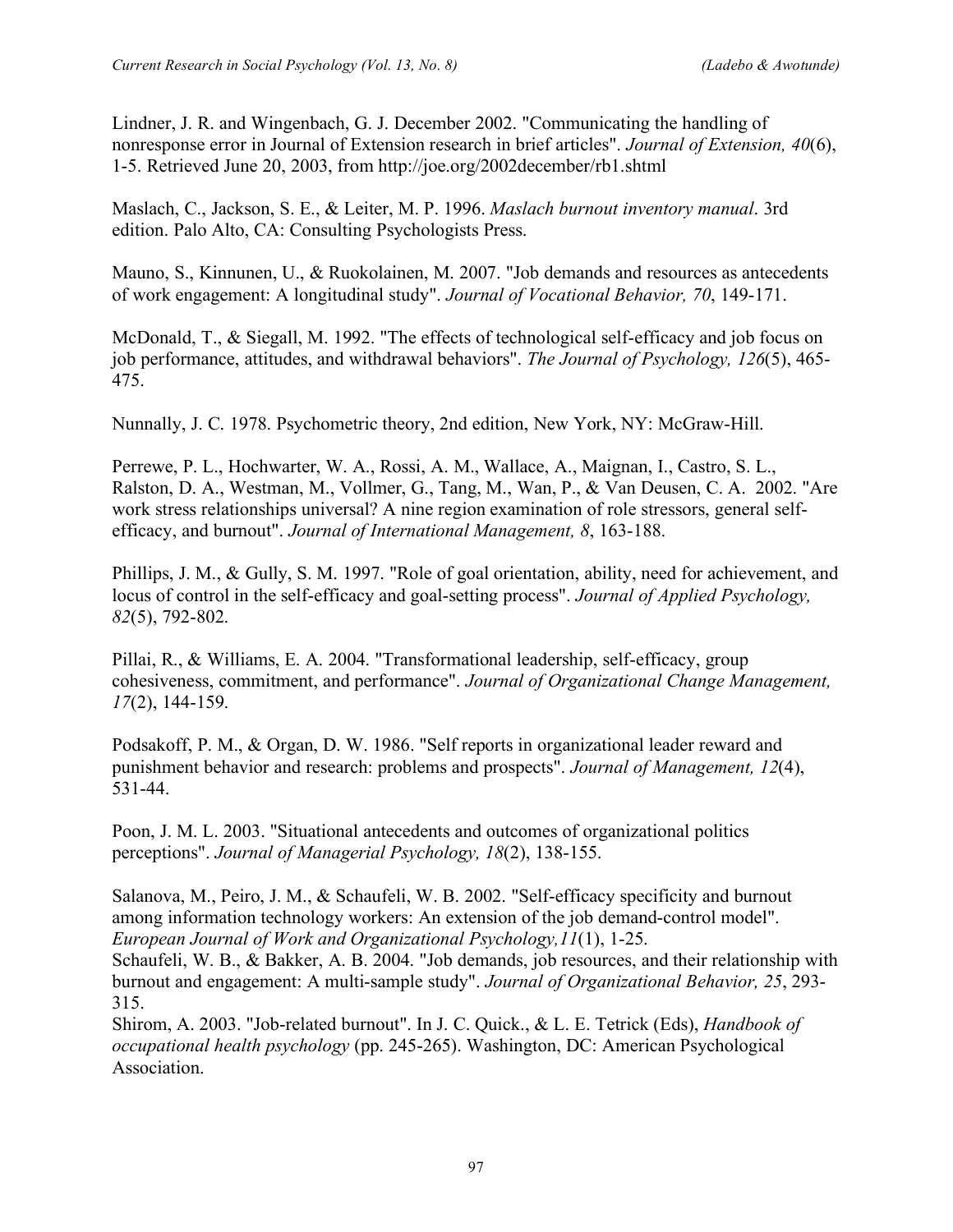Lindner, J. R. and Wingenbach, G. J. December 2002. "Communicating the handling of nonresponse error in Journal of Extension research in brief articles". *Journal of Extension, 40*(6), 1-5. Retrieved June 20, 2003, from http://joe.org/2002december/rb1.shtml

Maslach, C., Jackson, S. E., & Leiter, M. P. 1996. *Maslach burnout inventory manual*. 3rd edition. Palo Alto, CA: Consulting Psychologists Press.

Mauno, S., Kinnunen, U., & Ruokolainen, M. 2007. "Job demands and resources as antecedents of work engagement: A longitudinal study". *Journal of Vocational Behavior, 70*, 149-171.

McDonald, T., & Siegall, M. 1992. "The effects of technological self-efficacy and job focus on job performance, attitudes, and withdrawal behaviors". *The Journal of Psychology, 126*(5), 465-475.

Nunnally, J. C. 1978. Psychometric theory, 2nd edition, New York, NY: McGraw-Hill.

Perrewe, P. L., Hochwarter, W. A., Rossi, A. M., Wallace, A., Maignan, I., Castro, S. L., Ralston, D. A., Westman, M., Vollmer, G., Tang, M., Wan, P., & Van Deusen, C. A. 2002. "Are work stress relationships universal? A nine region examination of role stressors, general self-efficacy, and burnout". *Journal of International Management, 8*, 163-188.

Phillips, J. M., & Gully, S. M. 1997. "Role of goal orientation, ability, need for achievement, and locus of control in the self-efficacy and goal-setting process". *Journal of Applied Psychology, 82*(5), 792-802.

Pillai, R., & Williams, E. A. 2004. "Transformational leadership, self-efficacy, group cohesiveness, commitment, and performance". *Journal of Organizational Change Management, 17*(2), 144-159.

Podsakoff, P. M., & Organ, D. W. 1986. "Self reports in organizational leader reward and punishment behavior and research: problems and prospects". *Journal of Management, 12*(4), 531-44.

Poon, J. M. L. 2003. "Situational antecedents and outcomes of organizational politics perceptions". *Journal of Managerial Psychology, 18*(2), 138-155.

Salanova, M., Peiro, J. M., & Schaufeli, W. B. 2002. "Self-efficacy specificity and burnout among information technology workers: An extension of the job demand-control model". *European Journal of Work and Organizational Psychology,11*(1), 1-25.

Schaufeli, W. B., & Bakker, A. B. 2004. "Job demands, job resources, and their relationship with burnout and engagement: A multi-sample study". *Journal of Organizational Behavior, 25*, 293-315.

Shirom, A. 2003. "Job-related burnout". In J. C. Quick., & L. E. Tetrick (Eds), *Handbook of occupational health psychology* (pp. 245-265). Washington, DC: American Psychological Association.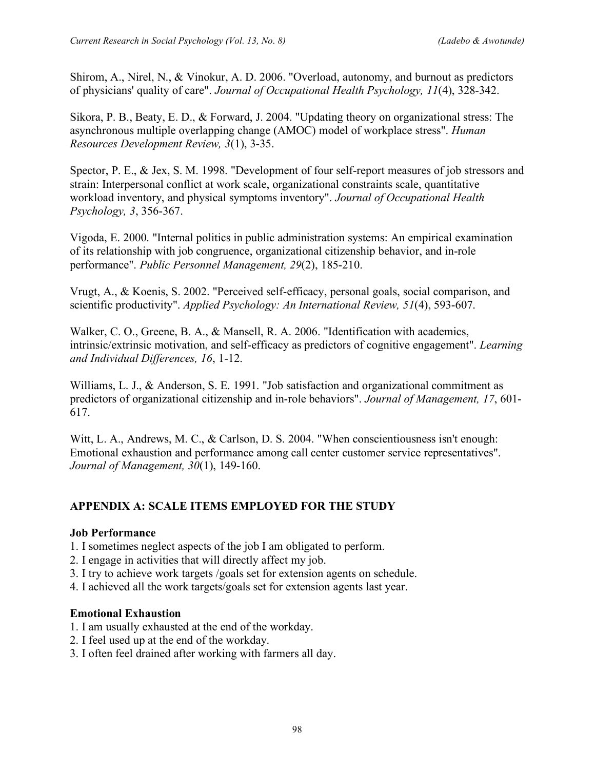Shirom, A., Nirel, N., & Vinokur, A. D. 2006. "Overload, autonomy, and burnout as predictors of physicians' quality of care". *Journal of Occupational Health Psychology, 11*(4), 328-342.

Sikora, P. B., Beaty, E. D., & Forward, J. 2004. "Updating theory on organizational stress: The asynchronous multiple overlapping change (AMOC) model of workplace stress". *Human Resources Development Review, 3*(1), 3-35.

Spector, P. E., & Jex, S. M. 1998. "Development of four self-report measures of job stressors and strain: Interpersonal conflict at work scale, organizational constraints scale, quantitative workload inventory, and physical symptoms inventory". *Journal of Occupational Health Psychology, 3*, 356-367.

Vigoda, E. 2000. "Internal politics in public administration systems: An empirical examination of its relationship with job congruence, organizational citizenship behavior, and in-role performance". *Public Personnel Management, 29*(2), 185-210.

Vrugt, A., & Koenis, S. 2002. "Perceived self-efficacy, personal goals, social comparison, and scientific productivity". *Applied Psychology: An International Review, 51*(4), 593-607.

Walker, C. O., Greene, B. A., & Mansell, R. A. 2006. "Identification with academics, intrinsic/extrinsic motivation, and self-efficacy as predictors of cognitive engagement". *Learning and Individual Differences, 16*, 1-12.

Williams, L. J., & Anderson, S. E. 1991. "Job satisfaction and organizational commitment as predictors of organizational citizenship and in-role behaviors". *Journal of Management, 17*, 601-617.

Witt, L. A., Andrews, M. C., & Carlson, D. S. 2004. "When conscientiousness isn't enough: Emotional exhaustion and performance among call center customer service representatives". *Journal of Management, 30*(1), 149-160.

## APPENDIX A: SCALE ITEMS EMPLOYED FOR THE STUDY

**Job Performance**

1. I sometimes neglect aspects of the job I am obligated to perform.
2. I engage in activities that will directly affect my job.
3. I try to achieve work targets /goals set for extension agents on schedule.
4. I achieved all the work targets/goals set for extension agents last year.

**Emotional Exhaustion**

1. I am usually exhausted at the end of the workday.
2. I feel used up at the end of the workday.
3. I often feel drained after working with farmers all day.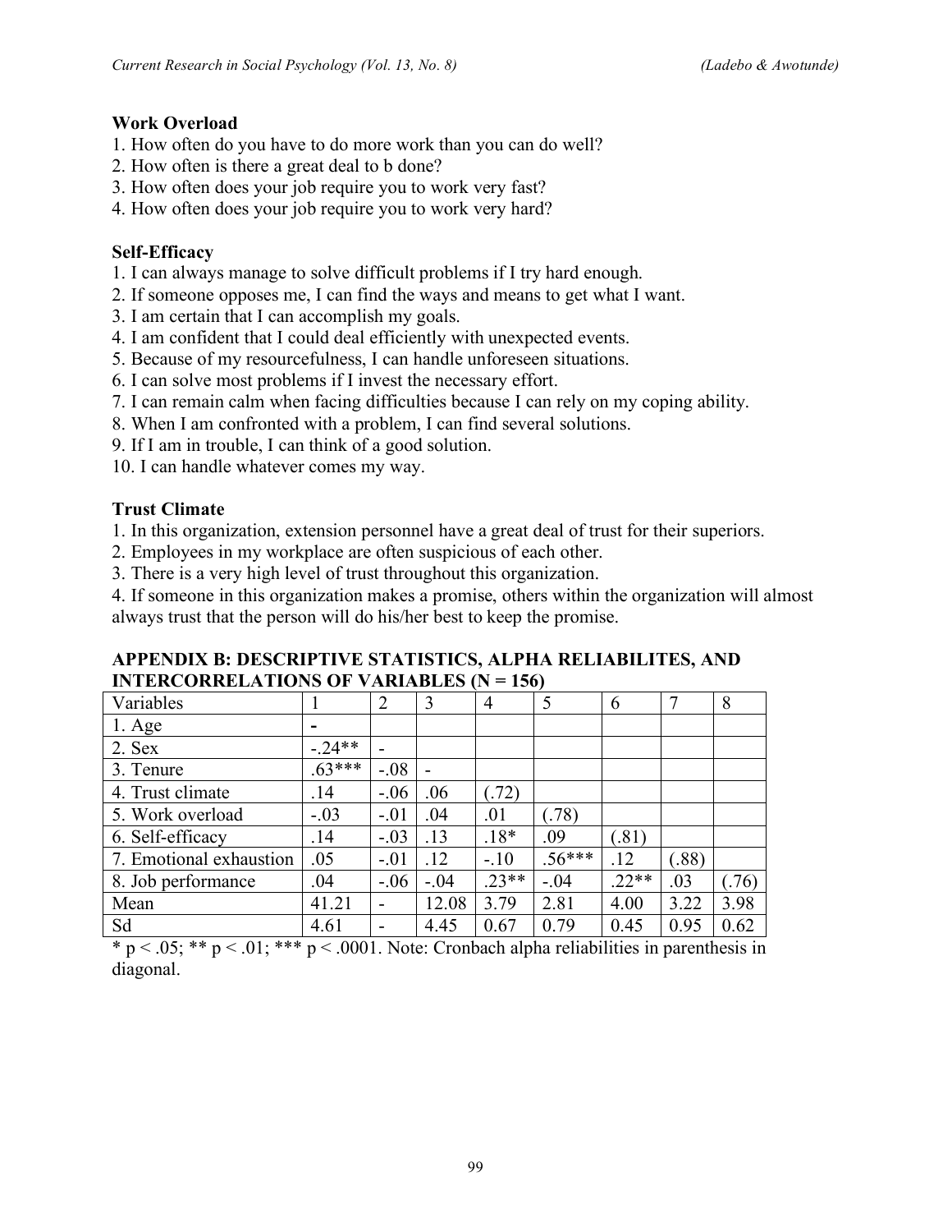**Work Overload**

1. How often do you have to do more work than you can do well?
2. How often is there a great deal to b done?
3. How often does your job require you to work very fast?
4. How often does your job require you to work very hard?

**Self-Efficacy**

1. I can always manage to solve difficult problems if I try hard enough.
2. If someone opposes me, I can find the ways and means to get what I want.
3. I am certain that I can accomplish my goals.
4. I am confident that I could deal efficiently with unexpected events.
5. Because of my resourcefulness, I can handle unforeseen situations.
6. I can solve most problems if I invest the necessary effort.
7. I can remain calm when facing difficulties because I can rely on my coping ability.
8. When I am confronted with a problem, I can find several solutions.
9. If I am in trouble, I can think of a good solution.
10. I can handle whatever comes my way.

**Trust Climate**

1. In this organization, extension personnel have a great deal of trust for their superiors.
2. Employees in my workplace are often suspicious of each other.
3. There is a very high level of trust throughout this organization.
4. If someone in this organization makes a promise, others within the organization will almost always trust that the person will do his/her best to keep the promise.

## APPENDIX B: DESCRIPTIVE STATISTICS, ALPHA RELIABILITES, AND INTERCORRELATIONS OF VARIABLES (N = 156)

| Variables | 1 | 2 | 3 | 4 | 5 | 6 | 7 | 8 |
|---|---|---|---|---|---|---|---|---|
| 1. Age | - | | | | | | | |
| 2. Sex | -.24** | - | | | | | | |
| 3. Tenure | .63*** | -.08 | - | | | | | |
| 4. Trust climate | .14 | -.06 | .06 | (.72) | | | | |
| 5. Work overload | -.03 | -.01 | .04 | .01 | (.78) | | | |
| 6. Self-efficacy | .14 | -.03 | .13 | .18* | .09 | (.81) | | |
| 7. Emotional exhaustion | .05 | -.01 | .12 | -.10 | .56*** | .12 | (.88) | |
| 8. Job performance | .04 | -.06 | -.04 | .23** | -.04 | .22** | .03 | (.76) |
| Mean | 41.21 | - | 12.08 | 3.79 | 2.81 | 4.00 | 3.22 | 3.98 |
| Sd | 4.61 | - | 4.45 | 0.67 | 0.79 | 0.45 | 0.95 | 0.62 |

* $p < .05$; ** $p < .01$; *** $p < .0001$. Note: Cronbach alpha reliabilities in parenthesis in diagonal.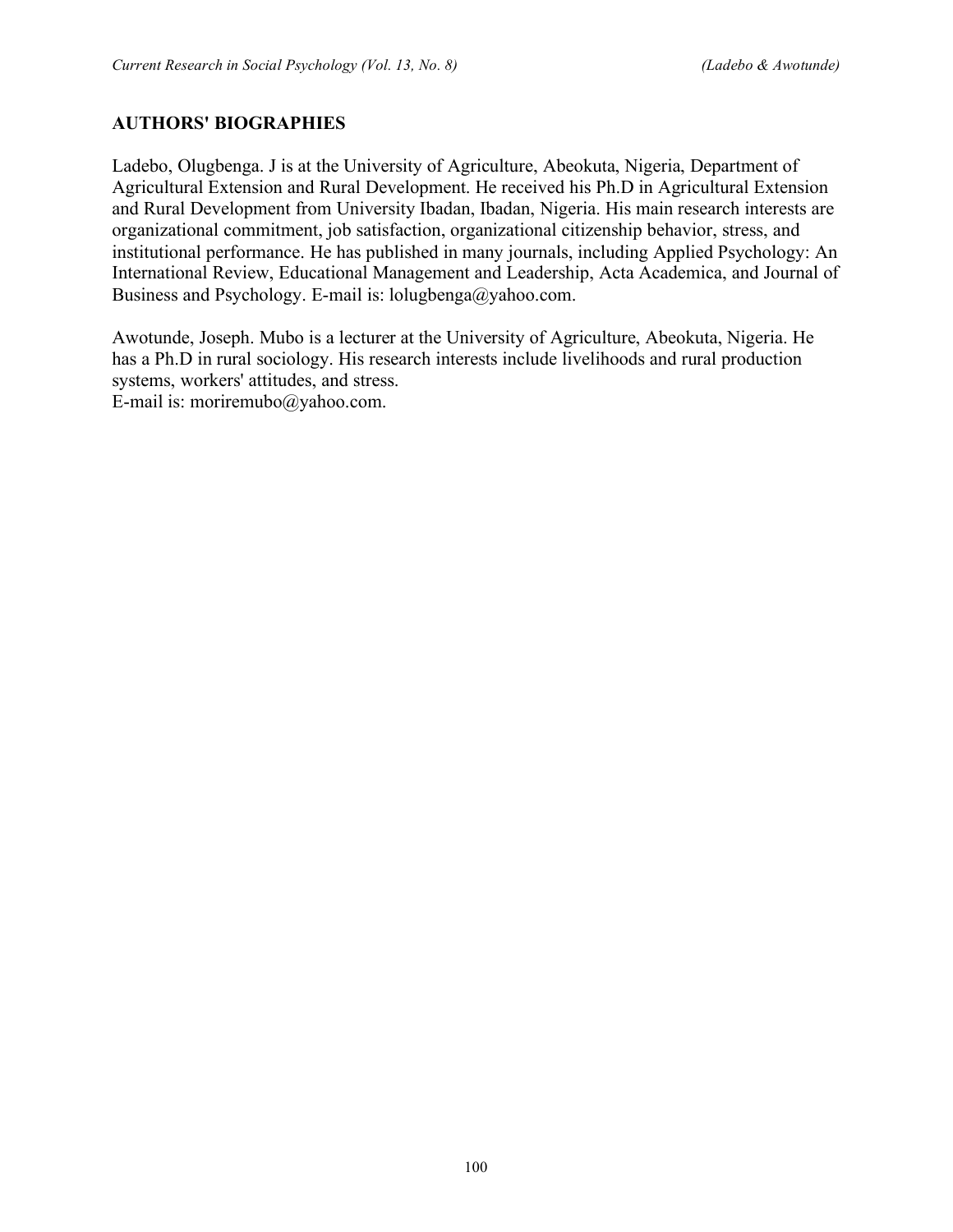## AUTHORS' BIOGRAPHIES

Ladebo, Olugbenga. J is at the University of Agriculture, Abeokuta, Nigeria, Department of Agricultural Extension and Rural Development. He received his Ph.D in Agricultural Extension and Rural Development from University Ibadan, Ibadan, Nigeria. His main research interests are organizational commitment, job satisfaction, organizational citizenship behavior, stress, and institutional performance. He has published in many journals, including Applied Psychology: An International Review, Educational Management and Leadership, Acta Academica, and Journal of Business and Psychology. E-mail is: lolugbenga@yahoo.com.

Awotunde, Joseph. Mubo is a lecturer at the University of Agriculture, Abeokuta, Nigeria. He has a Ph.D in rural sociology. His research interests include livelihoods and rural production systems, workers' attitudes, and stress.
E-mail is: moriremubo@yahoo.com.